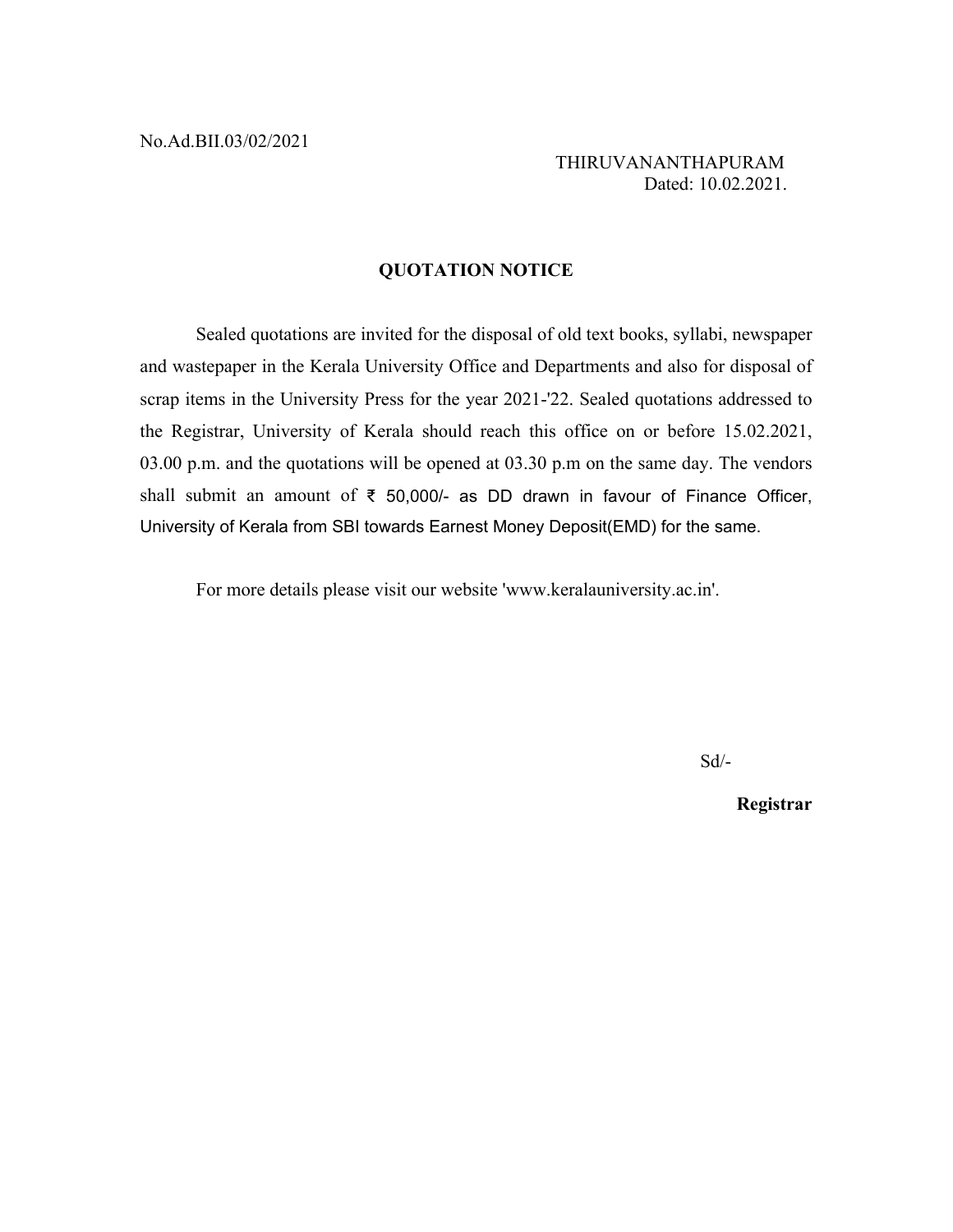No.Ad.BII.03/02/2021

THIRUVANANTHAPURAM
Dated: 10.02.2021.

## QUOTATION NOTICE

Sealed quotations are invited for the disposal of old text books, syllabi, newspaper and wastepaper in the Kerala University Office and Departments and also for disposal of scrap items in the University Press for the year 2021-'22. Sealed quotations addressed to the Registrar, University of Kerala should reach this office on or before 15.02.2021, 03.00 p.m. and the quotations will be opened at 03.30 p.m on the same day. The vendors shall submit an amount of ₹ 50,000/- as DD drawn in favour of Finance Officer, University of Kerala from SBI towards Earnest Money Deposit(EMD) for the same.

For more details please visit our website 'www.keralauniversity.ac.in'.

Sd/-

**Registrar**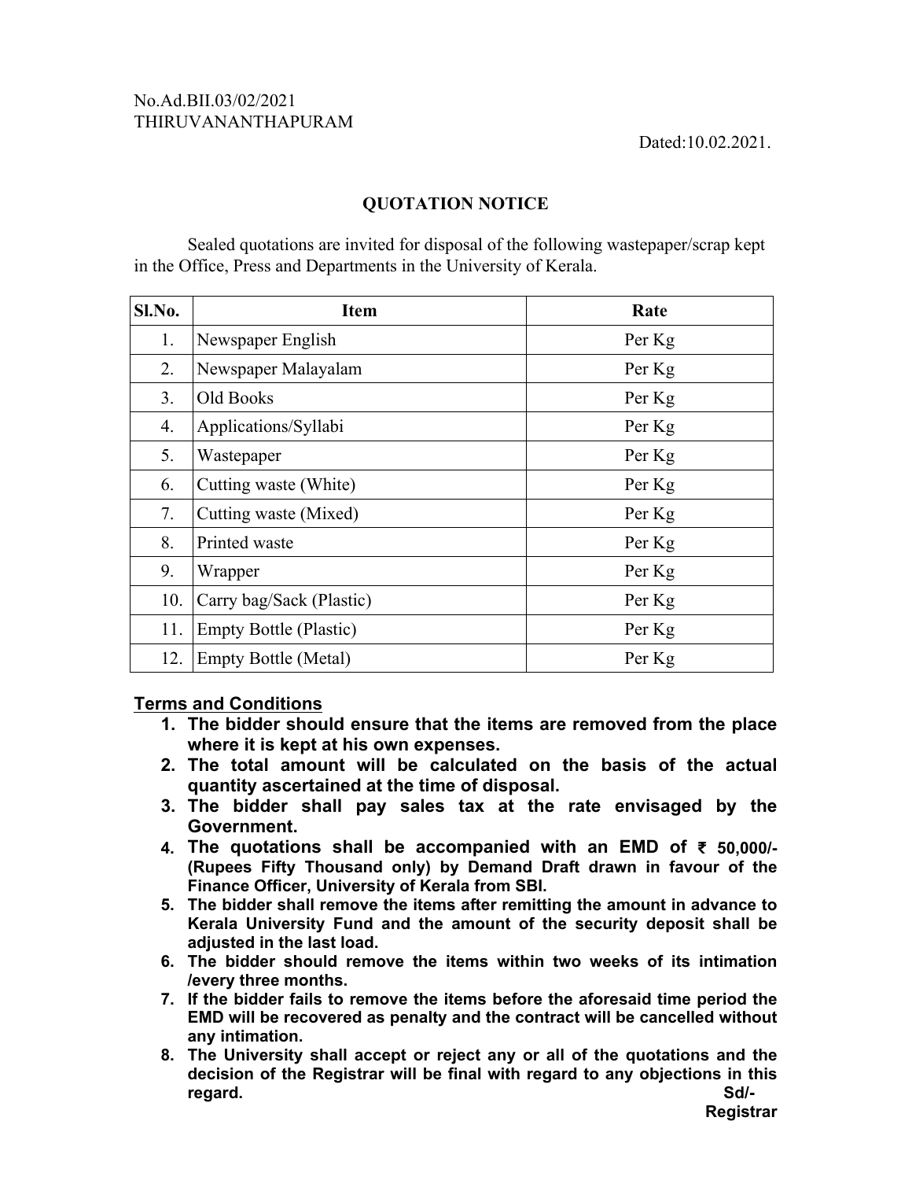No.Ad.BII.03/02/2021
THIRUVANANTHAPURAM

Dated:10.02.2021.

## QUOTATION NOTICE

Sealed quotations are invited for disposal of the following wastepaper/scrap kept in the Office, Press and Departments in the University of Kerala.

| Sl.No. | Item | Rate |
|---|---|---|
| 1. | Newspaper English | Per Kg |
| 2. | Newspaper Malayalam | Per Kg |
| 3. | Old Books | Per Kg |
| 4. | Applications/Syllabi | Per Kg |
| 5. | Wastepaper | Per Kg |
| 6. | Cutting waste (White) | Per Kg |
| 7. | Cutting waste (Mixed) | Per Kg |
| 8. | Printed waste | Per Kg |
| 9. | Wrapper | Per Kg |
| 10. | Carry bag/Sack (Plastic) | Per Kg |
| 11. | Empty Bottle (Plastic) | Per Kg |
| 12. | Empty Bottle (Metal) | Per Kg |

### Terms and Conditions

1. **The bidder should ensure that the items are removed from the place where it is kept at his own expenses.**
2. **The total amount will be calculated on the basis of the actual quantity ascertained at the time of disposal.**
3. **The bidder shall pay sales tax at the rate envisaged by the Government.**
4. **The quotations shall be accompanied with an EMD of ₹ 50,000/- (Rupees Fifty Thousand only) by Demand Draft drawn in favour of the Finance Officer, University of Kerala from SBI.**
5. **The bidder shall remove the items after remitting the amount in advance to Kerala University Fund and the amount of the security deposit shall be adjusted in the last load.**
6. **The bidder should remove the items within two weeks of its intimation /every three months.**
7. **If the bidder fails to remove the items before the aforesaid time period the EMD will be recovered as penalty and the contract will be cancelled without any intimation.**
8. **The University shall accept or reject any or all of the quotations and the decision of the Registrar will be final with regard to any objections in this regard.**

**Sd/-**
**Registrar**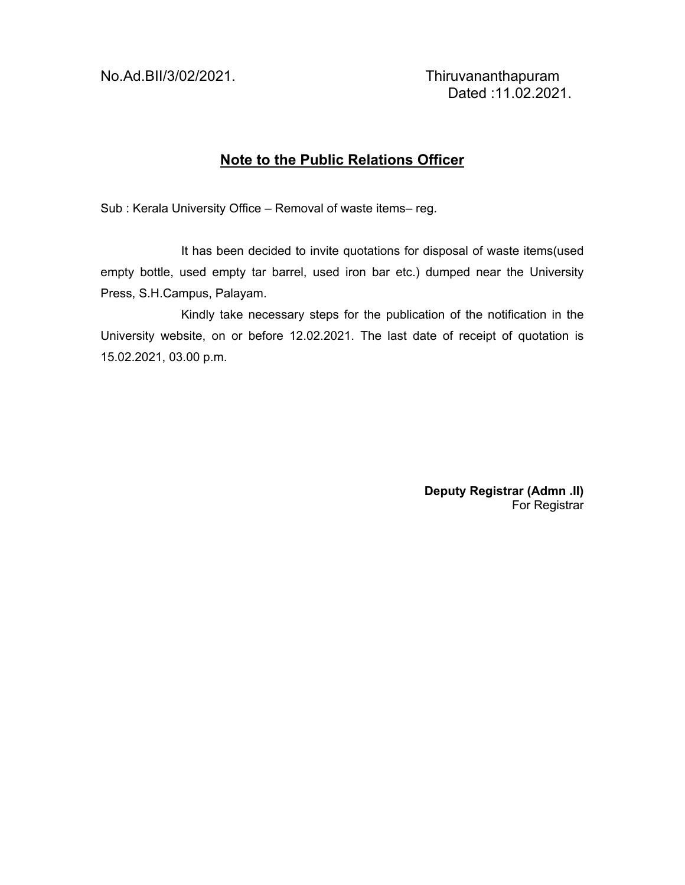No.Ad.BII/3/02/2021. Thiruvananthapuram
Dated :11.02.2021.

## Note to the Public Relations Officer

Sub : Kerala University Office – Removal of waste items– reg.

It has been decided to invite quotations for disposal of waste items(used empty bottle, used empty tar barrel, used iron bar etc.) dumped near the University Press, S.H.Campus, Palayam.

Kindly take necessary steps for the publication of the notification in the University website, on or before 12.02.2021. The last date of receipt of quotation is 15.02.2021, 03.00 p.m.

**Deputy Registrar (Admn .II)**
For Registrar